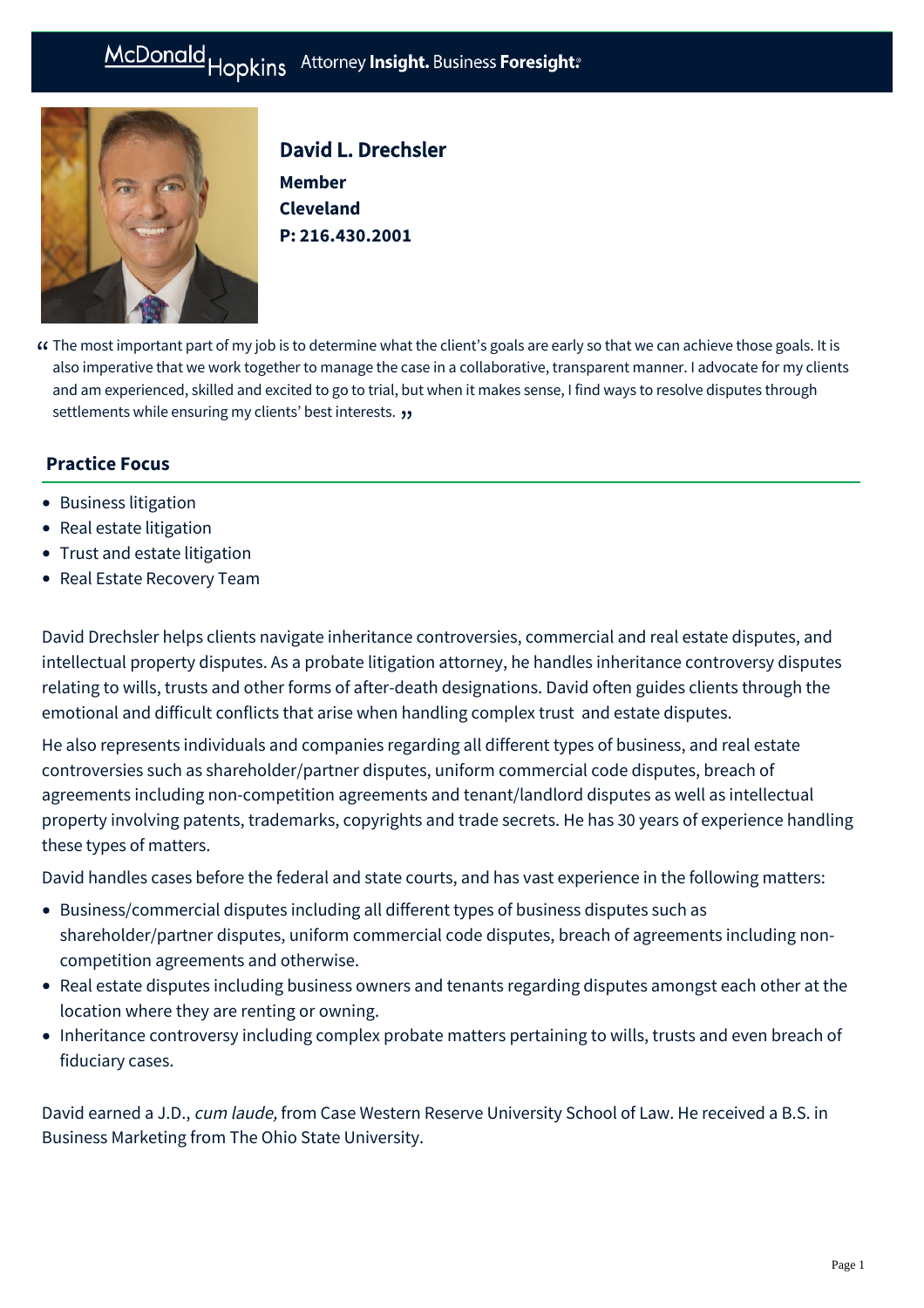# David L. Drechsler

**Member**
**Cleveland**
**P: 216.430.2001**

> "The most important part of my job is to determine what the client's goals are early so that we can achieve those goals. It is also imperative that we work together to manage the case in a collaborative, transparent manner. I advocate for my clients and am experienced, skilled and excited to go to trial, but when it makes sense, I find ways to resolve disputes through settlements while ensuring my clients' best interests."

## Practice Focus

- Business litigation
- Real estate litigation
- Trust and estate litigation
- Real Estate Recovery Team

David Drechsler helps clients navigate inheritance controversies, commercial and real estate disputes, and intellectual property disputes. As a probate litigation attorney, he handles inheritance controversy disputes relating to wills, trusts and other forms of after-death designations. David often guides clients through the emotional and difficult conflicts that arise when handling complex trust and estate disputes.

He also represents individuals and companies regarding all different types of business, and real estate controversies such as shareholder/partner disputes, uniform commercial code disputes, breach of agreements including non-competition agreements and tenant/landlord disputes as well as intellectual property involving patents, trademarks, copyrights and trade secrets. He has 30 years of experience handling these types of matters.

David handles cases before the federal and state courts, and has vast experience in the following matters:

- Business/commercial disputes including all different types of business disputes such as shareholder/partner disputes, uniform commercial code disputes, breach of agreements including non-competition agreements and otherwise.
- Real estate disputes including business owners and tenants regarding disputes amongst each other at the location where they are renting or owning.
- Inheritance controversy including complex probate matters pertaining to wills, trusts and even breach of fiduciary cases.

David earned a J.D., *cum laude,* from Case Western Reserve University School of Law. He received a B.S. in Business Marketing from The Ohio State University.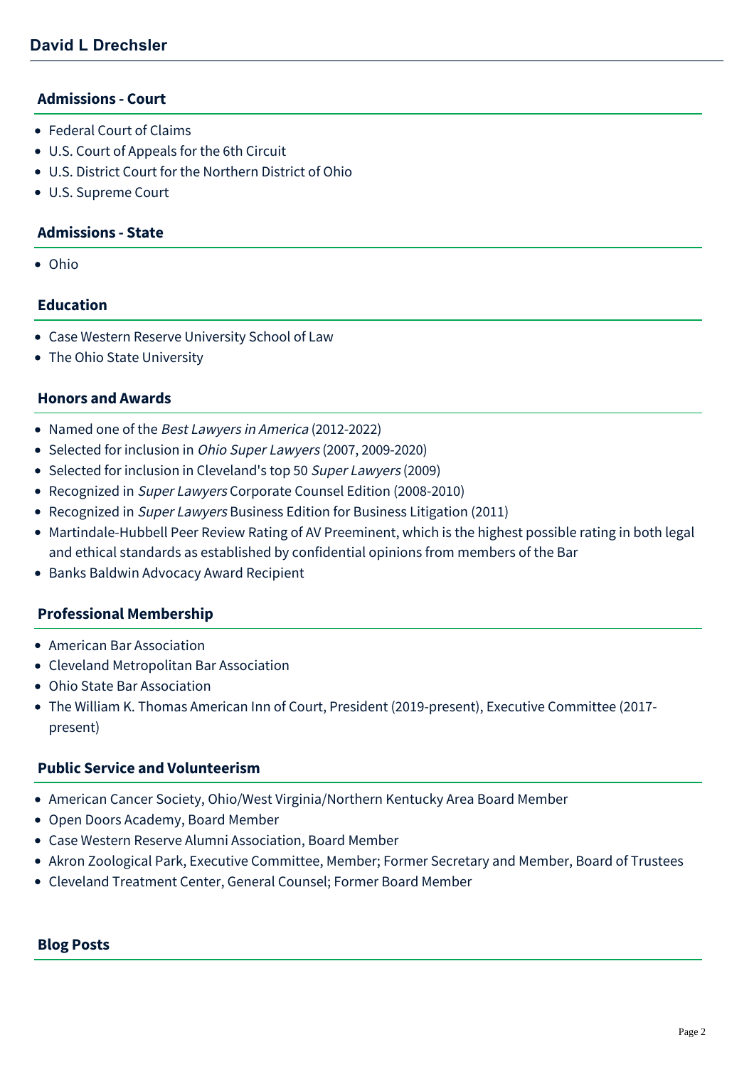## Admissions - Court

- Federal Court of Claims
- U.S. Court of Appeals for the 6th Circuit
- U.S. District Court for the Northern District of Ohio
- U.S. Supreme Court

## Admissions - State

- Ohio

## Education

- Case Western Reserve University School of Law
- The Ohio State University

## Honors and Awards

- Named one of the *Best Lawyers in America* (2012-2022)
- Selected for inclusion in *Ohio Super Lawyers* (2007, 2009-2020)
- Selected for inclusion in Cleveland's top 50 *Super Lawyers* (2009)
- Recognized in *Super Lawyers* Corporate Counsel Edition (2008-2010)
- Recognized in *Super Lawyers* Business Edition for Business Litigation (2011)
- Martindale-Hubbell Peer Review Rating of AV Preeminent, which is the highest possible rating in both legal and ethical standards as established by confidential opinions from members of the Bar
- Banks Baldwin Advocacy Award Recipient

## Professional Membership

- American Bar Association
- Cleveland Metropolitan Bar Association
- Ohio State Bar Association
- The William K. Thomas American Inn of Court, President (2019-present), Executive Committee (2017-present)

## Public Service and Volunteerism

- American Cancer Society, Ohio/West Virginia/Northern Kentucky Area Board Member
- Open Doors Academy, Board Member
- Case Western Reserve Alumni Association, Board Member
- Akron Zoological Park, Executive Committee, Member; Former Secretary and Member, Board of Trustees
- Cleveland Treatment Center, General Counsel; Former Board Member

## Blog Posts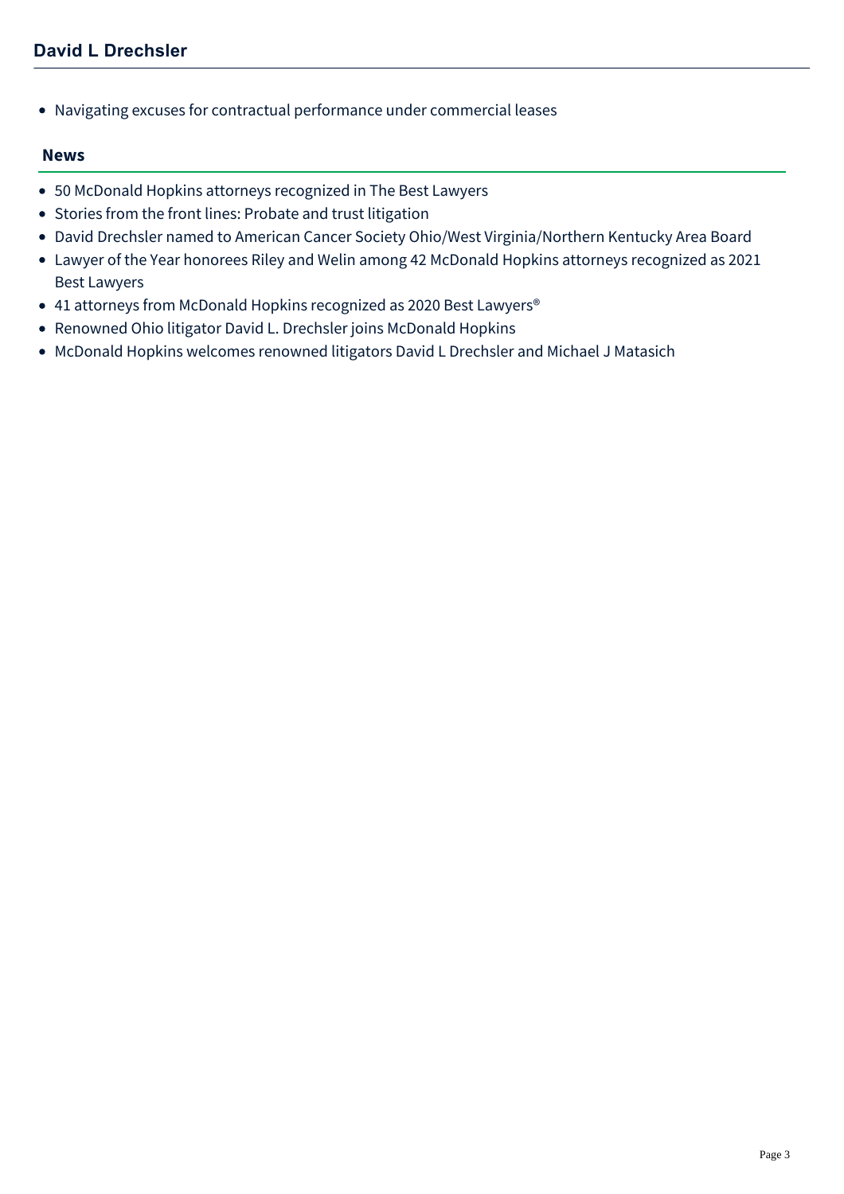- Navigating excuses for contractual performance under commercial leases

## News

- 50 McDonald Hopkins attorneys recognized in The Best Lawyers
- Stories from the front lines: Probate and trust litigation
- David Drechsler named to American Cancer Society Ohio/West Virginia/Northern Kentucky Area Board
- Lawyer of the Year honorees Riley and Welin among 42 McDonald Hopkins attorneys recognized as 2021 Best Lawyers
- 41 attorneys from McDonald Hopkins recognized as 2020 Best Lawyers®
- Renowned Ohio litigator David L. Drechsler joins McDonald Hopkins
- McDonald Hopkins welcomes renowned litigators David L Drechsler and Michael J Matasich